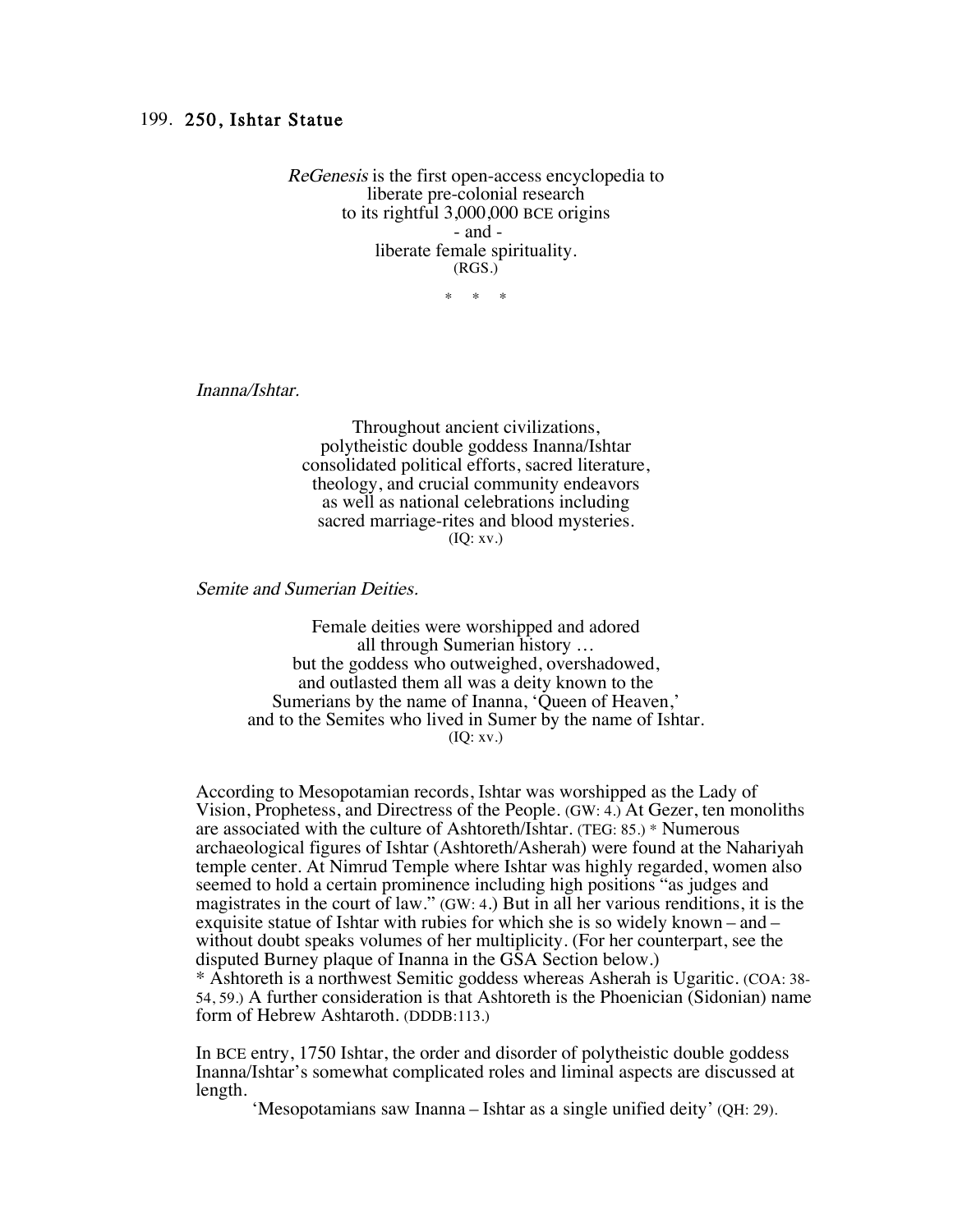## 199. 250, Ishtar Statue

*ReGenesis* is the first open-access encyclopedia to
liberate pre-colonial research
to its rightful 3,000,000 BCE origins
- and -
liberate female spirituality.
(RGS.)

\* \* \*

*Inanna/Ishtar.*

Throughout ancient civilizations,
polytheistic double goddess Inanna/Ishtar
consolidated political efforts, sacred literature,
theology, and crucial community endeavors
as well as national celebrations including
sacred marriage-rites and blood mysteries.
(IQ: xv.)

*Semite and Sumerian Deities.*

Female deities were worshipped and adored
all through Sumerian history …
but the goddess who outweighed, overshadowed,
and outlasted them all was a deity known to the
Sumerians by the name of Inanna, 'Queen of Heaven,'
and to the Semites who lived in Sumer by the name of Ishtar.
(IQ: xv.)

According to Mesopotamian records, Ishtar was worshipped as the Lady of Vision, Prophetess, and Directress of the People. (GW: 4.) At Gezer, ten monoliths are associated with the culture of Ashtoreth/Ishtar. (TEG: 85.) * Numerous archaeological figures of Ishtar (Ashtoreth/Asherah) were found at the Nahariyah temple center. At Nimrud Temple where Ishtar was highly regarded, women also seemed to hold a certain prominence including high positions "as judges and magistrates in the court of law." (GW: 4.) But in all her various renditions, it is the exquisite statue of Ishtar with rubies for which she is so widely known – and – without doubt speaks volumes of her multiplicity. (For her counterpart, see the disputed Burney plaque of Inanna in the GSA Section below.)
\* Ashtoreth is a northwest Semitic goddess whereas Asherah is Ugaritic. (COA: 38-54, 59.) A further consideration is that Ashtoreth is the Phoenician (Sidonian) name form of Hebrew Ashtaroth. (DDDB:113.)

In BCE entry, 1750 Ishtar, the order and disorder of polytheistic double goddess Inanna/Ishtar's somewhat complicated roles and liminal aspects are discussed at length.

'Mesopotamians saw Inanna – Ishtar as a single unified deity' (QH: 29).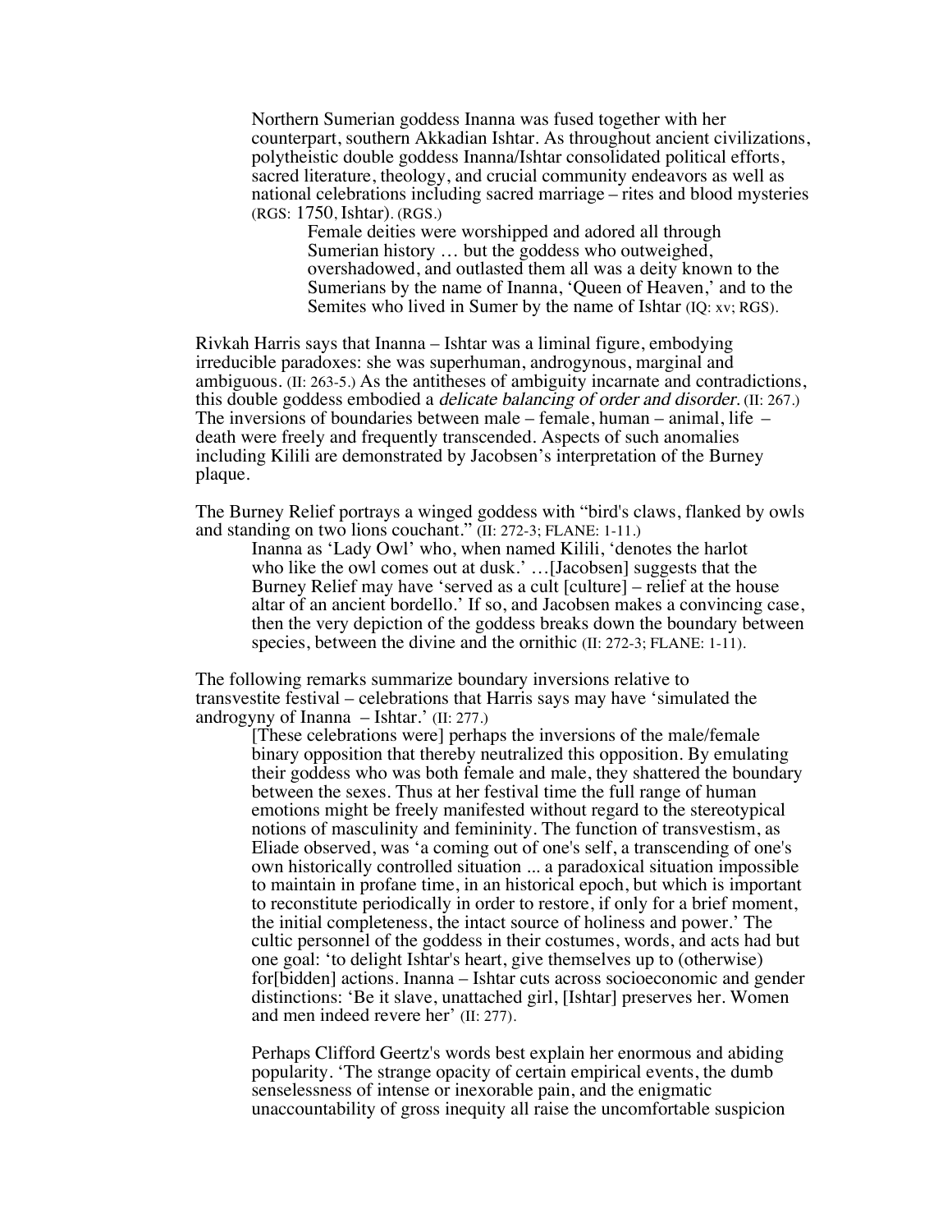> Northern Sumerian goddess Inanna was fused together with her counterpart, southern Akkadian Ishtar. As throughout ancient civilizations, polytheistic double goddess Inanna/Ishtar consolidated political efforts, sacred literature, theology, and crucial community endeavors as well as national celebrations including sacred marriage – rites and blood mysteries (RGS: 1750, Ishtar). (RGS.)
>
> > Female deities were worshipped and adored all through Sumerian history … but the goddess who outweighed, overshadowed, and outlasted them all was a deity known to the Sumerians by the name of Inanna, 'Queen of Heaven,' and to the Semites who lived in Sumer by the name of Ishtar (IQ: xv; RGS).

Rivkah Harris says that Inanna – Ishtar was a liminal figure, embodying irreducible paradoxes: she was superhuman, androgynous, marginal and ambiguous. (II: 263-5.) As the antitheses of ambiguity incarnate and contradictions, this double goddess embodied a *delicate balancing of order and disorder.* (II: 267.) The inversions of boundaries between male – female, human – animal, life – death were freely and frequently transcended. Aspects of such anomalies including Kilili are demonstrated by Jacobsen's interpretation of the Burney plaque.

The Burney Relief portrays a winged goddess with "bird's claws, flanked by owls and standing on two lions couchant." (II: 272-3; FLANE: 1-11.)

> Inanna as 'Lady Owl' who, when named Kilili, 'denotes the harlot who like the owl comes out at dusk.' …[Jacobsen] suggests that the Burney Relief may have 'served as a cult [culture] – relief at the house altar of an ancient bordello.' If so, and Jacobsen makes a convincing case, then the very depiction of the goddess breaks down the boundary between species, between the divine and the ornithic (II: 272-3; FLANE: 1-11).

The following remarks summarize boundary inversions relative to transvestite festival – celebrations that Harris says may have 'simulated the androgyny of Inanna – Ishtar.' (II: 277.)

> [These celebrations were] perhaps the inversions of the male/female binary opposition that thereby neutralized this opposition. By emulating their goddess who was both female and male, they shattered the boundary between the sexes. Thus at her festival time the full range of human emotions might be freely manifested without regard to the stereotypical notions of masculinity and femininity. The function of transvestism, as Eliade observed, was 'a coming out of one's self, a transcending of one's own historically controlled situation ... a paradoxical situation impossible to maintain in profane time, in an historical epoch, but which is important to reconstitute periodically in order to restore, if only for a brief moment, the initial completeness, the intact source of holiness and power.' The cultic personnel of the goddess in their costumes, words, and acts had but one goal: 'to delight Ishtar's heart, give themselves up to (otherwise) for[bidden] actions. Inanna – Ishtar cuts across socioeconomic and gender distinctions: 'Be it slave, unattached girl, [Ishtar] preserves her. Women and men indeed revere her' (II: 277).
>
> Perhaps Clifford Geertz's words best explain her enormous and abiding popularity. 'The strange opacity of certain empirical events, the dumb senselessness of intense or inexorable pain, and the enigmatic unaccountability of gross inequity all raise the uncomfortable suspicion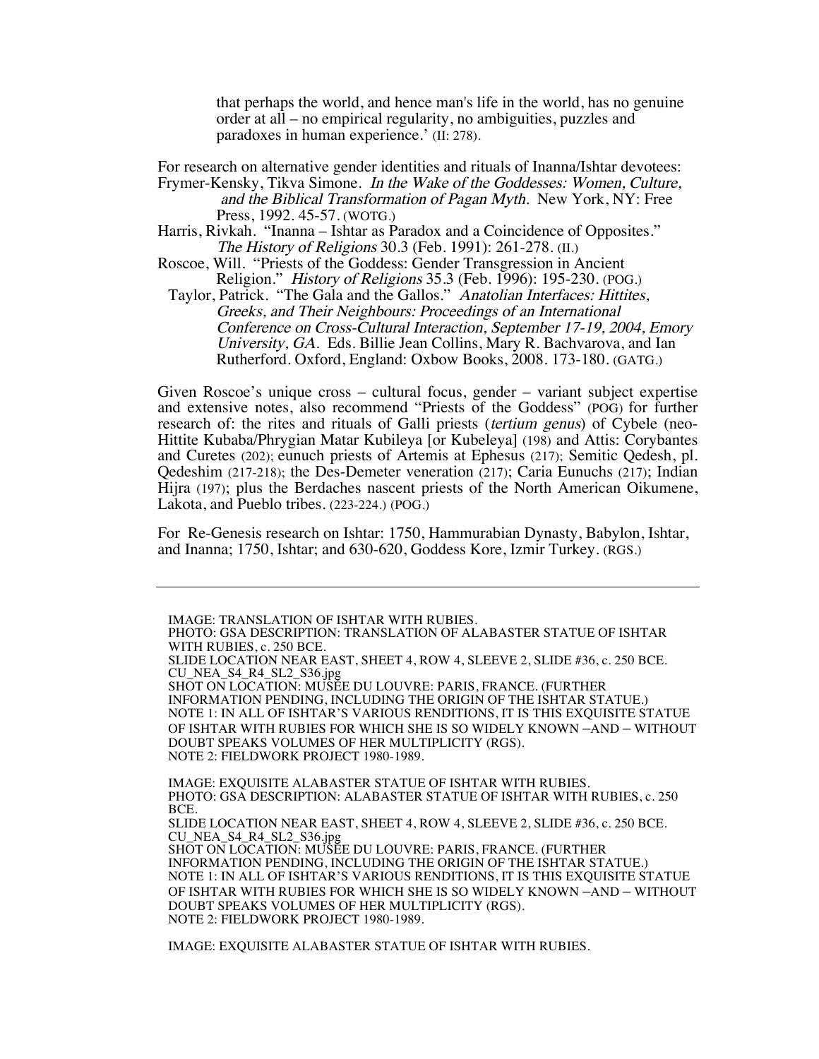that perhaps the world, and hence man's life in the world, has no genuine order at all – no empirical regularity, no ambiguities, puzzles and paradoxes in human experience.' (II: 278).

For research on alternative gender identities and rituals of Inanna/Ishtar devotees:

Frymer-Kensky, Tikva Simone. *In the Wake of the Goddesses: Women, Culture, and the Biblical Transformation of Pagan Myth.* New York, NY: Free Press, 1992. 45-57. (WOTG.)

Harris, Rivkah. "Inanna – Ishtar as Paradox and a Coincidence of Opposites." *The History of Religions* 30.3 (Feb. 1991): 261-278. (II.)

Roscoe, Will. "Priests of the Goddess: Gender Transgression in Ancient Religion." *History of Religions* 35.3 (Feb. 1996): 195-230. (POG.)

Taylor, Patrick. "The Gala and the Gallos." *Anatolian Interfaces: Hittites, Greeks, and Their Neighbours: Proceedings of an International Conference on Cross-Cultural Interaction, September 17-19, 2004, Emory University, GA.* Eds. Billie Jean Collins, Mary R. Bachvarova, and Ian Rutherford. Oxford, England: Oxbow Books, 2008. 173-180. (GATG.)

Given Roscoe's unique cross – cultural focus, gender – variant subject expertise and extensive notes, also recommend "Priests of the Goddess" (POG) for further research of: the rites and rituals of Galli priests (*tertium genus*) of Cybele (neo-Hittite Kubaba/Phrygian Matar Kubileya [or Kubeleya] (198) and Attis: Corybantes and Curetes (202); eunuch priests of Artemis at Ephesus (217); Semitic Qedesh, pl. Qedeshim (217-218); the Des-Demeter veneration (217); Caria Eunuchs (217); Indian Hijra (197); plus the Berdaches nascent priests of the North American Oikumene, Lakota, and Pueblo tribes. (223-224.) (POG.)

For Re-Genesis research on Ishtar: 1750, Hammurabian Dynasty, Babylon, Ishtar, and Inanna; 1750, Ishtar; and 630-620, Goddess Kore, Izmir Turkey. (RGS.)

---

IMAGE: TRANSLATION OF ISHTAR WITH RUBIES.
PHOTO: GSA DESCRIPTION: TRANSLATION OF ALABASTER STATUE OF ISHTAR WITH RUBIES, c. 250 BCE.
SLIDE LOCATION NEAR EAST, SHEET 4, ROW 4, SLEEVE 2, SLIDE #36, c. 250 BCE.
CU_NEA_S4_R4_SL2_S36.jpg
SHOT ON LOCATION: MUSÉE DU LOUVRE: PARIS, FRANCE. (FURTHER INFORMATION PENDING, INCLUDING THE ORIGIN OF THE ISHTAR STATUE.)
NOTE 1: IN ALL OF ISHTAR'S VARIOUS RENDITIONS, IT IS THIS EXQUISITE STATUE OF ISHTAR WITH RUBIES FOR WHICH SHE IS SO WIDELY KNOWN –AND – WITHOUT DOUBT SPEAKS VOLUMES OF HER MULTIPLICITY (RGS).
NOTE 2: FIELDWORK PROJECT 1980-1989.

IMAGE: EXQUISITE ALABASTER STATUE OF ISHTAR WITH RUBIES.
PHOTO: GSA DESCRIPTION: ALABASTER STATUE OF ISHTAR WITH RUBIES, c. 250 BCE.
SLIDE LOCATION NEAR EAST, SHEET 4, ROW 4, SLEEVE 2, SLIDE #36, c. 250 BCE.
CU_NEA_S4_R4_SL2_S36.jpg
SHOT ON LOCATION: MUSÉE DU LOUVRE: PARIS, FRANCE. (FURTHER INFORMATION PENDING, INCLUDING THE ORIGIN OF THE ISHTAR STATUE.)
NOTE 1: IN ALL OF ISHTAR'S VARIOUS RENDITIONS, IT IS THIS EXQUISITE STATUE OF ISHTAR WITH RUBIES FOR WHICH SHE IS SO WIDELY KNOWN –AND – WITHOUT DOUBT SPEAKS VOLUMES OF HER MULTIPLICITY (RGS).
NOTE 2: FIELDWORK PROJECT 1980-1989.

IMAGE: EXQUISITE ALABASTER STATUE OF ISHTAR WITH RUBIES.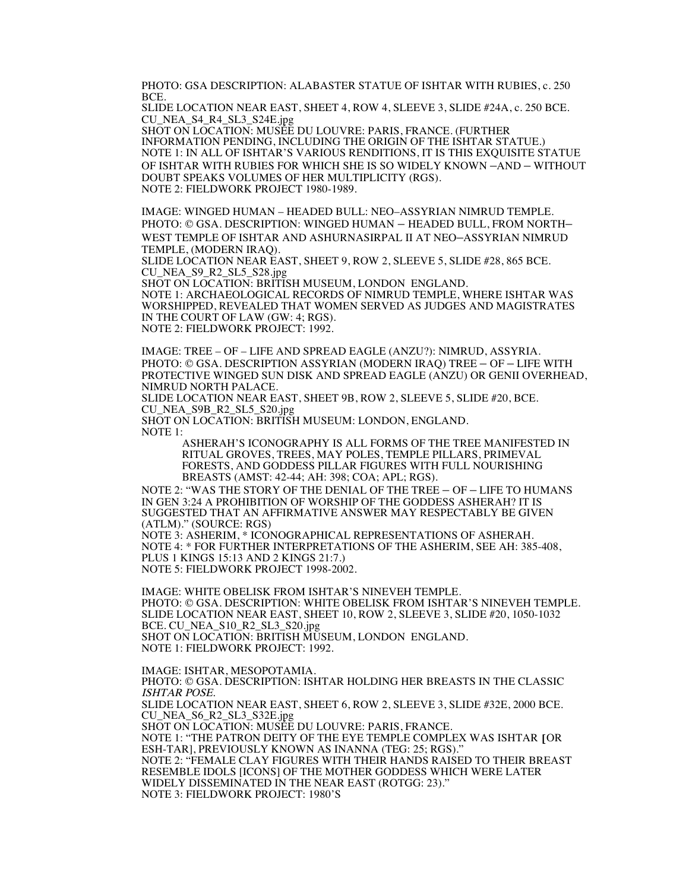PHOTO: GSA DESCRIPTION: ALABASTER STATUE OF ISHTAR WITH RUBIES, c. 250 BCE.
SLIDE LOCATION NEAR EAST, SHEET 4, ROW 4, SLEEVE 3, SLIDE #24A, c. 250 BCE.
CU_NEA_S4_R4_SL3_S24E.jpg
SHOT ON LOCATION: MUSÉE DU LOUVRE: PARIS, FRANCE. (FURTHER INFORMATION PENDING, INCLUDING THE ORIGIN OF THE ISHTAR STATUE.)
NOTE 1: IN ALL OF ISHTAR'S VARIOUS RENDITIONS, IT IS THIS EXQUISITE STATUE OF ISHTAR WITH RUBIES FOR WHICH SHE IS SO WIDELY KNOWN –AND – WITHOUT DOUBT SPEAKS VOLUMES OF HER MULTIPLICITY (RGS).
NOTE 2: FIELDWORK PROJECT 1980-1989.

IMAGE: WINGED HUMAN – HEADED BULL: NEO–ASSYRIAN NIMRUD TEMPLE.
PHOTO: © GSA. DESCRIPTION: WINGED HUMAN – HEADED BULL, FROM NORTH–WEST TEMPLE OF ISHTAR AND ASHURNASIRPAL II AT NEO–ASSYRIAN NIMRUD TEMPLE, (MODERN IRAQ).
SLIDE LOCATION NEAR EAST, SHEET 9, ROW 2, SLEEVE 5, SLIDE #28, 865 BCE.
CU_NEA_S9_R2_SL5_S28.jpg
SHOT ON LOCATION: BRITISH MUSEUM, LONDON ENGLAND.
NOTE 1: ARCHAEOLOGICAL RECORDS OF NIMRUD TEMPLE, WHERE ISHTAR WAS WORSHIPPED, REVEALED THAT WOMEN SERVED AS JUDGES AND MAGISTRATES IN THE COURT OF LAW (GW: 4; RGS).
NOTE 2: FIELDWORK PROJECT: 1992.

IMAGE: TREE – OF – LIFE AND SPREAD EAGLE (ANZU?): NIMRUD, ASSYRIA.
PHOTO: © GSA. DESCRIPTION ASSYRIAN (MODERN IRAQ) TREE – OF – LIFE WITH PROTECTIVE WINGED SUN DISK AND SPREAD EAGLE (ANZU) OR GENII OVERHEAD, NIMRUD NORTH PALACE.
SLIDE LOCATION NEAR EAST, SHEET 9B, ROW 2, SLEEVE 5, SLIDE #20, BCE.
CU_NEA_S9B_R2_SL5_S20.jpg
SHOT ON LOCATION: BRITISH MUSEUM: LONDON, ENGLAND.
NOTE 1:

> ASHERAH'S ICONOGRAPHY IS ALL FORMS OF THE TREE MANIFESTED IN RITUAL GROVES, TREES, MAY POLES, TEMPLE PILLARS, PRIMEVAL FORESTS, AND GODDESS PILLAR FIGURES WITH FULL NOURISHING BREASTS (AMST: 42-44; AH: 398; COA; APL; RGS).

NOTE 2: "WAS THE STORY OF THE DENIAL OF THE TREE – OF – LIFE TO HUMANS IN GEN 3:24 A PROHIBITION OF WORSHIP OF THE GODDESS ASHERAH? IT IS SUGGESTED THAT AN AFFIRMATIVE ANSWER MAY RESPECTABLY BE GIVEN (ATLM)." (SOURCE: RGS)
NOTE 3: ASHERIM, * ICONOGRAPHICAL REPRESENTATIONS OF ASHERAH.
NOTE 4: * FOR FURTHER INTERPRETATIONS OF THE ASHERIM, SEE AH: 385-408, PLUS 1 KINGS 15:13 AND 2 KINGS 21:7.)
NOTE 5: FIELDWORK PROJECT 1998-2002.

IMAGE: WHITE OBELISK FROM ISHTAR'S NINEVEH TEMPLE.
PHOTO: © GSA. DESCRIPTION: WHITE OBELISK FROM ISHTAR'S NINEVEH TEMPLE.
SLIDE LOCATION NEAR EAST, SHEET 10, ROW 2, SLEEVE 3, SLIDE #20, 1050-1032 BCE. CU_NEA_S10_R2_SL3_S20.jpg
SHOT ON LOCATION: BRITISH MUSEUM, LONDON ENGLAND.
NOTE 1: FIELDWORK PROJECT: 1992.

IMAGE: ISHTAR, MESOPOTAMIA.
PHOTO: © GSA. DESCRIPTION: ISHTAR HOLDING HER BREASTS IN THE CLASSIC *ISHTAR POSE.*
SLIDE LOCATION NEAR EAST, SHEET 6, ROW 2, SLEEVE 3, SLIDE #32E, 2000 BCE.
CU_NEA_S6_R2_SL3_S32E.jpg
SHOT ON LOCATION: MUSÉE DU LOUVRE: PARIS, FRANCE.
NOTE 1: "THE PATRON DEITY OF THE EYE TEMPLE COMPLEX WAS ISHTAR [OR ESH-TAR], PREVIOUSLY KNOWN AS INANNA (TEG: 25; RGS)."
NOTE 2: "FEMALE CLAY FIGURES WITH THEIR HANDS RAISED TO THEIR BREAST RESEMBLE IDOLS [ICONS] OF THE MOTHER GODDESS WHICH WERE LATER WIDELY DISSEMINATED IN THE NEAR EAST (ROTGG: 23)."
NOTE 3: FIELDWORK PROJECT: 1980'S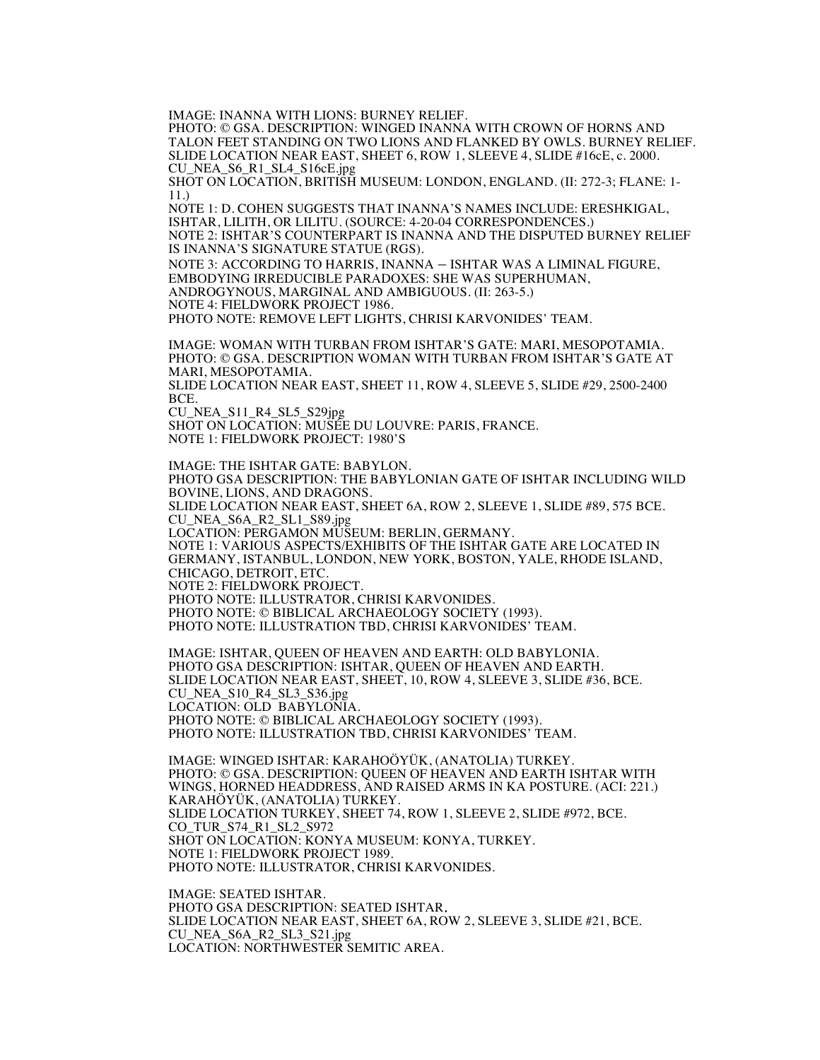IMAGE: INANNA WITH LIONS: BURNEY RELIEF.
PHOTO: © GSA. DESCRIPTION: WINGED INANNA WITH CROWN OF HORNS AND TALON FEET STANDING ON TWO LIONS AND FLANKED BY OWLS. BURNEY RELIEF.
SLIDE LOCATION NEAR EAST, SHEET 6, ROW 1, SLEEVE 4, SLIDE #16cE, c. 2000.
CU_NEA_S6_R1_SL4_S16cE.jpg
SHOT ON LOCATION, BRITISH MUSEUM: LONDON, ENGLAND. (II: 272-3; FLANE: 1-11.)
NOTE 1: D. COHEN SUGGESTS THAT INANNA'S NAMES INCLUDE: ERESHKIGAL, ISHTAR, LILITH, OR LILITU. (SOURCE: 4-20-04 CORRESPONDENCES.)
NOTE 2: ISHTAR'S COUNTERPART IS INANNA AND THE DISPUTED BURNEY RELIEF IS INANNA'S SIGNATURE STATUE (RGS).
NOTE 3: ACCORDING TO HARRIS, INANNA – ISHTAR WAS A LIMINAL FIGURE, EMBODYING IRREDUCIBLE PARADOXES: SHE WAS SUPERHUMAN, ANDROGYNOUS, MARGINAL AND AMBIGUOUS. (II: 263-5.)
NOTE 4: FIELDWORK PROJECT 1986.
PHOTO NOTE: REMOVE LEFT LIGHTS, CHRISI KARVONIDES' TEAM.

IMAGE: WOMAN WITH TURBAN FROM ISHTAR'S GATE: MARI, MESOPOTAMIA.
PHOTO: © GSA. DESCRIPTION WOMAN WITH TURBAN FROM ISHTAR'S GATE AT MARI, MESOPOTAMIA.
SLIDE LOCATION NEAR EAST, SHEET 11, ROW 4, SLEEVE 5, SLIDE #29, 2500-2400 BCE.
CU_NEA_S11_R4_SL5_S29jpg
SHOT ON LOCATION: MUSÉE DU LOUVRE: PARIS, FRANCE.
NOTE 1: FIELDWORK PROJECT: 1980'S

IMAGE: THE ISHTAR GATE: BABYLON.
PHOTO GSA DESCRIPTION: THE BABYLONIAN GATE OF ISHTAR INCLUDING WILD BOVINE, LIONS, AND DRAGONS.
SLIDE LOCATION NEAR EAST, SHEET 6A, ROW 2, SLEEVE 1, SLIDE #89, 575 BCE.
CU_NEA_S6A_R2_SL1_S89.jpg
LOCATION: PERGAMON MUSEUM: BERLIN, GERMANY.
NOTE 1: VARIOUS ASPECTS/EXHIBITS OF THE ISHTAR GATE ARE LOCATED IN GERMANY, ISTANBUL, LONDON, NEW YORK, BOSTON, YALE, RHODE ISLAND, CHICAGO, DETROIT, ETC.
NOTE 2: FIELDWORK PROJECT.
PHOTO NOTE: ILLUSTRATOR, CHRISI KARVONIDES.
PHOTO NOTE: © BIBLICAL ARCHAEOLOGY SOCIETY (1993).
PHOTO NOTE: ILLUSTRATION TBD, CHRISI KARVONIDES' TEAM.

IMAGE: ISHTAR, QUEEN OF HEAVEN AND EARTH: OLD BABYLONIA.
PHOTO GSA DESCRIPTION: ISHTAR, QUEEN OF HEAVEN AND EARTH.
SLIDE LOCATION NEAR EAST, SHEET, 10, ROW 4, SLEEVE 3, SLIDE #36, BCE.
CU_NEA_S10_R4_SL3_S36.jpg
LOCATION: OLD BABYLONIA.
PHOTO NOTE: © BIBLICAL ARCHAEOLOGY SOCIETY (1993).
PHOTO NOTE: ILLUSTRATION TBD, CHRISI KARVONIDES' TEAM.

IMAGE: WINGED ISHTAR: KARAHOÖYÜK, (ANATOLIA) TURKEY.
PHOTO: © GSA. DESCRIPTION: QUEEN OF HEAVEN AND EARTH ISHTAR WITH WINGS, HORNED HEADDRESS, AND RAISED ARMS IN KA POSTURE. (ACI: 221.) KARAHÖYÜK, (ANATOLIA) TURKEY.
SLIDE LOCATION TURKEY, SHEET 74, ROW 1, SLEEVE 2, SLIDE #972, BCE.
CO_TUR_S74_R1_SL2_S972
SHOT ON LOCATION: KONYA MUSEUM: KONYA, TURKEY.
NOTE 1: FIELDWORK PROJECT 1989.
PHOTO NOTE: ILLUSTRATOR, CHRISI KARVONIDES.

IMAGE: SEATED ISHTAR.
PHOTO GSA DESCRIPTION: SEATED ISHTAR,
SLIDE LOCATION NEAR EAST, SHEET 6A, ROW 2, SLEEVE 3, SLIDE #21, BCE.
CU_NEA_S6A_R2_SL3_S21.jpg
LOCATION: NORTHWESTER SEMITIC AREA.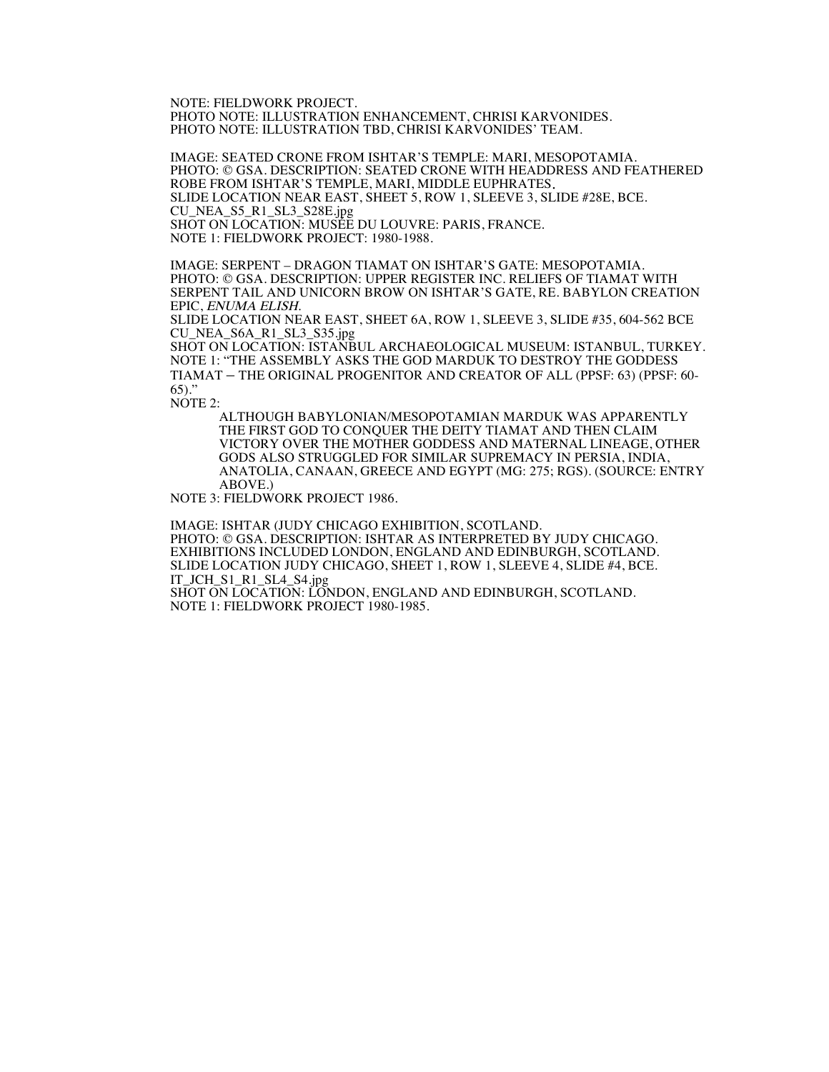NOTE: FIELDWORK PROJECT.
PHOTO NOTE: ILLUSTRATION ENHANCEMENT, CHRISI KARVONIDES.
PHOTO NOTE: ILLUSTRATION TBD, CHRISI KARVONIDES' TEAM.

IMAGE: SEATED CRONE FROM ISHTAR'S TEMPLE: MARI, MESOPOTAMIA.
PHOTO: © GSA. DESCRIPTION: SEATED CRONE WITH HEADDRESS AND FEATHERED ROBE FROM ISHTAR'S TEMPLE, MARI, MIDDLE EUPHRATES.
SLIDE LOCATION NEAR EAST, SHEET 5, ROW 1, SLEEVE 3, SLIDE #28E, BCE.
CU_NEA_S5_R1_SL3_S28E.jpg
SHOT ON LOCATION: MUSÉE DU LOUVRE: PARIS, FRANCE.
NOTE 1: FIELDWORK PROJECT: 1980-1988.

IMAGE: SERPENT – DRAGON TIAMAT ON ISHTAR'S GATE: MESOPOTAMIA.
PHOTO: © GSA. DESCRIPTION: UPPER REGISTER INC. RELIEFS OF TIAMAT WITH SERPENT TAIL AND UNICORN BROW ON ISHTAR'S GATE, RE. BABYLON CREATION EPIC, *ENUMA ELISH*.
SLIDE LOCATION NEAR EAST, SHEET 6A, ROW 1, SLEEVE 3, SLIDE #35, 604-562 BCE
CU_NEA_S6A_R1_SL3_S35.jpg
SHOT ON LOCATION: ISTANBUL ARCHAEOLOGICAL MUSEUM: ISTANBUL, TURKEY.
NOTE 1: "THE ASSEMBLY ASKS THE GOD MARDUK TO DESTROY THE GODDESS TIAMAT – THE ORIGINAL PROGENITOR AND CREATOR OF ALL (PPSF: 63) (PPSF: 60-65)."
NOTE 2:

> ALTHOUGH BABYLONIAN/MESOPOTAMIAN MARDUK WAS APPARENTLY THE FIRST GOD TO CONQUER THE DEITY TIAMAT AND THEN CLAIM VICTORY OVER THE MOTHER GODDESS AND MATERNAL LINEAGE, OTHER GODS ALSO STRUGGLED FOR SIMILAR SUPREMACY IN PERSIA, INDIA, ANATOLIA, CANAAN, GREECE AND EGYPT (MG: 275; RGS). (SOURCE: ENTRY ABOVE.)

NOTE 3: FIELDWORK PROJECT 1986.

IMAGE: ISHTAR (JUDY CHICAGO EXHIBITION, SCOTLAND.
PHOTO: © GSA. DESCRIPTION: ISHTAR AS INTERPRETED BY JUDY CHICAGO. EXHIBITIONS INCLUDED LONDON, ENGLAND AND EDINBURGH, SCOTLAND.
SLIDE LOCATION JUDY CHICAGO, SHEET 1, ROW 1, SLEEVE 4, SLIDE #4, BCE.
IT_JCH_S1_R1_SL4_S4.jpg
SHOT ON LOCATION: LONDON, ENGLAND AND EDINBURGH, SCOTLAND.
NOTE 1: FIELDWORK PROJECT 1980-1985.